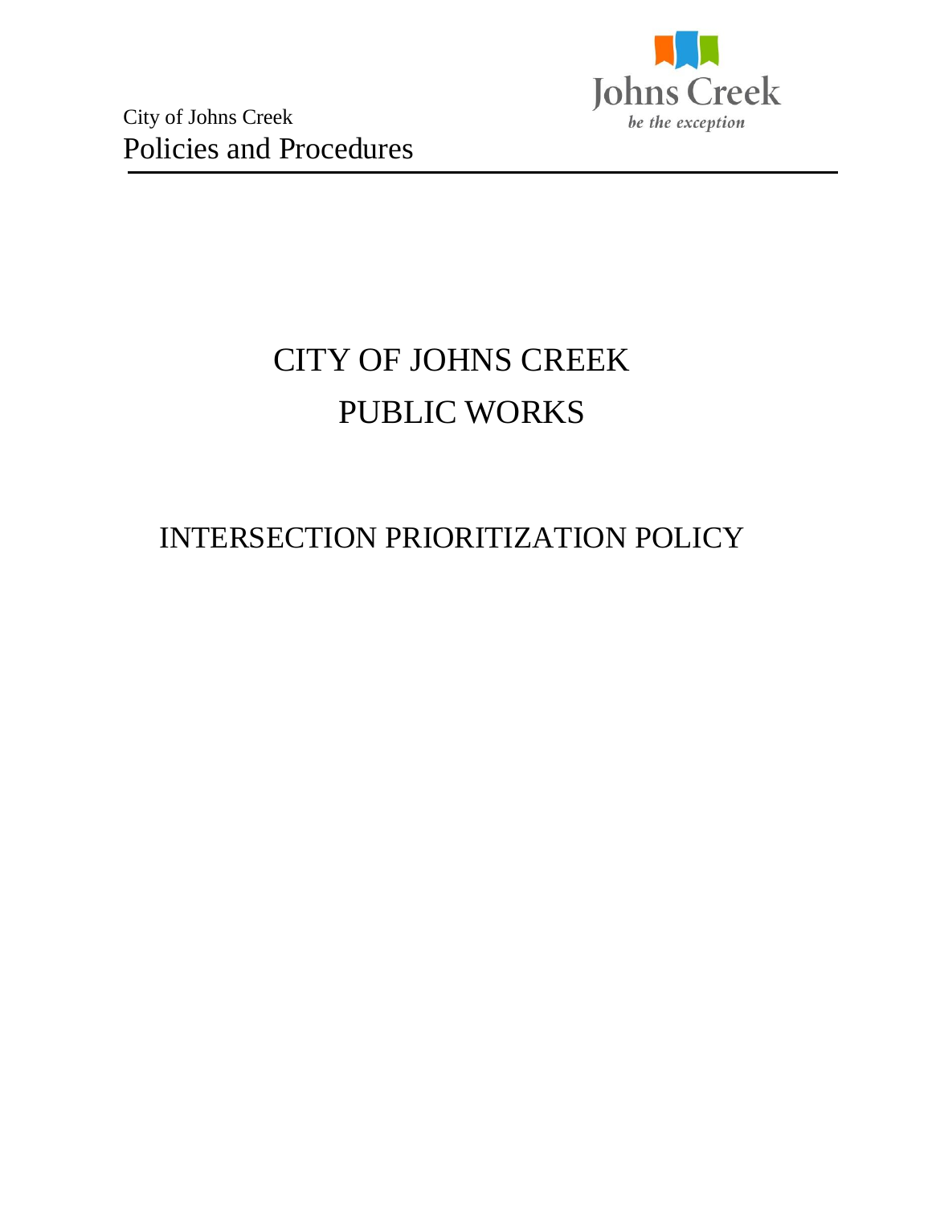City of Johns Creek
Policies and Procedures

Johns Creek
*be the exception*

# CITY OF JOHNS CREEK
# PUBLIC WORKS

## INTERSECTION PRIORITIZATION POLICY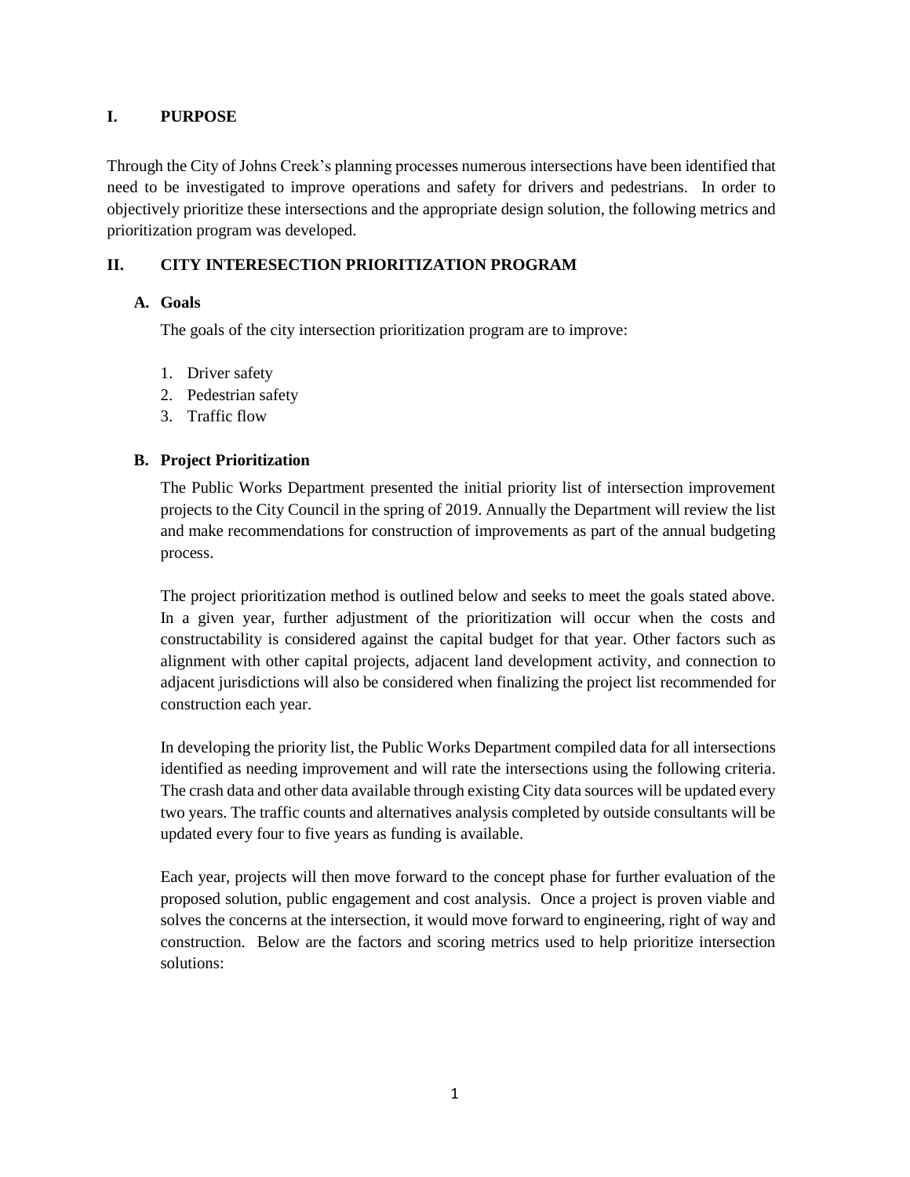## I. PURPOSE

Through the City of Johns Creek's planning processes numerous intersections have been identified that need to be investigated to improve operations and safety for drivers and pedestrians. In order to objectively prioritize these intersections and the appropriate design solution, the following metrics and prioritization program was developed.

## II. CITY INTERESECTION PRIORITIZATION PROGRAM

### A. Goals

The goals of the city intersection prioritization program are to improve:

1. Driver safety
2. Pedestrian safety
3. Traffic flow

### B. Project Prioritization

The Public Works Department presented the initial priority list of intersection improvement projects to the City Council in the spring of 2019. Annually the Department will review the list and make recommendations for construction of improvements as part of the annual budgeting process.

The project prioritization method is outlined below and seeks to meet the goals stated above. In a given year, further adjustment of the prioritization will occur when the costs and constructability is considered against the capital budget for that year. Other factors such as alignment with other capital projects, adjacent land development activity, and connection to adjacent jurisdictions will also be considered when finalizing the project list recommended for construction each year.

In developing the priority list, the Public Works Department compiled data for all intersections identified as needing improvement and will rate the intersections using the following criteria. The crash data and other data available through existing City data sources will be updated every two years. The traffic counts and alternatives analysis completed by outside consultants will be updated every four to five years as funding is available.

Each year, projects will then move forward to the concept phase for further evaluation of the proposed solution, public engagement and cost analysis. Once a project is proven viable and solves the concerns at the intersection, it would move forward to engineering, right of way and construction. Below are the factors and scoring metrics used to help prioritize intersection solutions: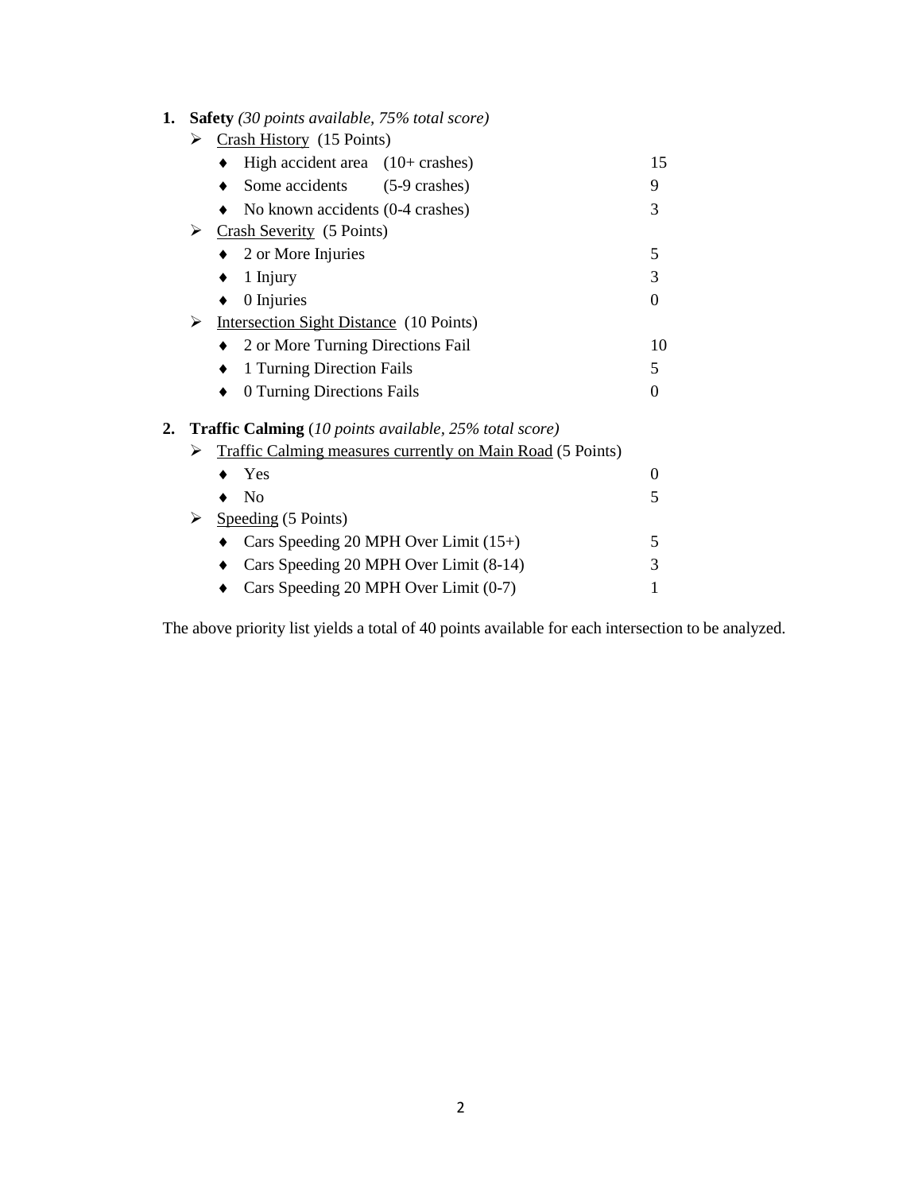1. **Safety** *(30 points available, 75% total score)*
   - Crash History (15 Points)
     - High accident area (10+ crashes) 15
     - Some accidents (5-9 crashes) 9
     - No known accidents (0-4 crashes) 3
   - Crash Severity (5 Points)
     - 2 or More Injuries 5
     - 1 Injury 3
     - 0 Injuries 0
   - Intersection Sight Distance (10 Points)
     - 2 or More Turning Directions Fail 10
     - 1 Turning Direction Fails 5
     - 0 Turning Directions Fails 0

2. **Traffic Calming** (*10 points available, 25% total score)*
   - Traffic Calming measures currently on Main Road (5 Points)
     - Yes 0
     - No 5
   - Speeding (5 Points)
     - Cars Speeding 20 MPH Over Limit (15+) 5
     - Cars Speeding 20 MPH Over Limit (8-14) 3
     - Cars Speeding 20 MPH Over Limit (0-7) 1

The above priority list yields a total of 40 points available for each intersection to be analyzed.